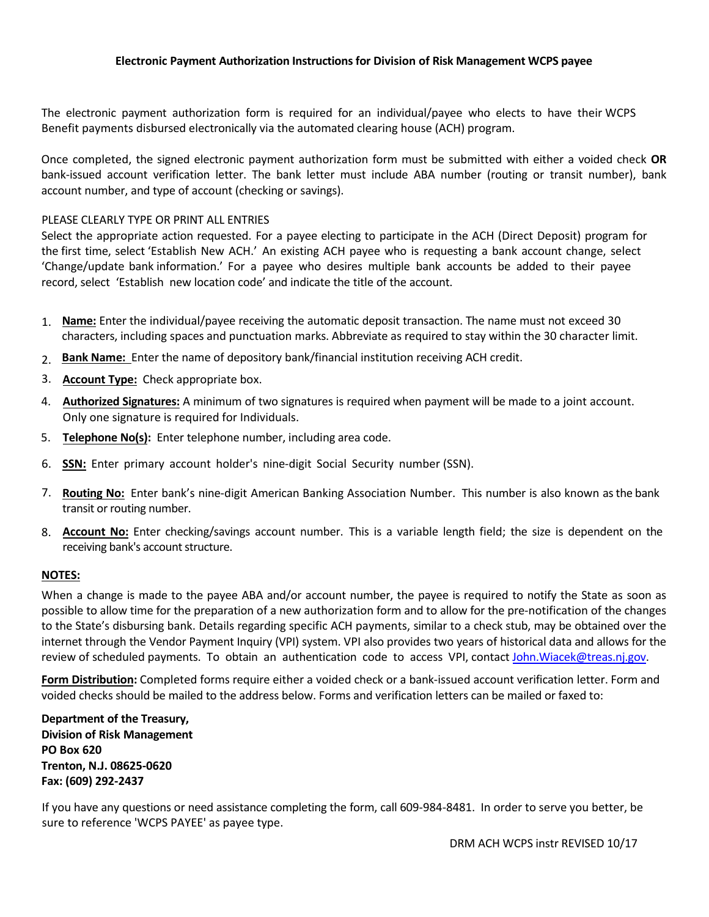**Electronic Payment Authorization Instructions for Division of Risk Management WCPS payee**

The electronic payment authorization form is required for an individual/payee who elects to have their WCPS Benefit payments disbursed electronically via the automated clearing house (ACH) program.

Once completed, the signed electronic payment authorization form must be submitted with either a voided check **OR** bank-issued account verification letter. The bank letter must include ABA number (routing or transit number), bank account number, and type of account (checking or savings).

PLEASE CLEARLY TYPE OR PRINT ALL ENTRIES

Select the appropriate action requested. For a payee electing to participate in the ACH (Direct Deposit) program for the first time, select 'Establish New ACH.' An existing ACH payee who is requesting a bank account change, select 'Change/update bank information.' For a payee who desires multiple bank accounts be added to their payee record, select 'Establish new location code' and indicate the title of the account.

1. **Name:** Enter the individual/payee receiving the automatic deposit transaction. The name must not exceed 30 characters, including spaces and punctuation marks. Abbreviate as required to stay within the 30 character limit.
2. **Bank Name:** Enter the name of depository bank/financial institution receiving ACH credit.
3. **Account Type:** Check appropriate box.
4. **Authorized Signatures:** A minimum of two signatures is required when payment will be made to a joint account. Only one signature is required for Individuals.
5. **Telephone No(s):** Enter telephone number, including area code.
6. **SSN:** Enter primary account holder's nine-digit Social Security number (SSN).
7. **Routing No:** Enter bank's nine-digit American Banking Association Number. This number is also known as the bank transit or routing number.
8. **Account No:** Enter checking/savings account number. This is a variable length field; the size is dependent on the receiving bank's account structure.

**NOTES:**

When a change is made to the payee ABA and/or account number, the payee is required to notify the State as soon as possible to allow time for the preparation of a new authorization form and to allow for the pre-notification of the changes to the State's disbursing bank. Details regarding specific ACH payments, similar to a check stub, may be obtained over the internet through the Vendor Payment Inquiry (VPI) system. VPI also provides two years of historical data and allows for the review of scheduled payments. To obtain an authentication code to access VPI, contact John.Wiacek@treas.nj.gov.

**Form Distribution:** Completed forms require either a voided check or a bank-issued account verification letter. Form and voided checks should be mailed to the address below. Forms and verification letters can be mailed or faxed to:

**Department of the Treasury,**
**Division of Risk Management**
**PO Box 620**
**Trenton, N.J. 08625-0620**
**Fax: (609) 292-2437**

If you have any questions or need assistance completing the form, call 609-984-8481. In order to serve you better, be sure to reference 'WCPS PAYEE' as payee type.

DRM ACH WCPS instr REVISED 10/17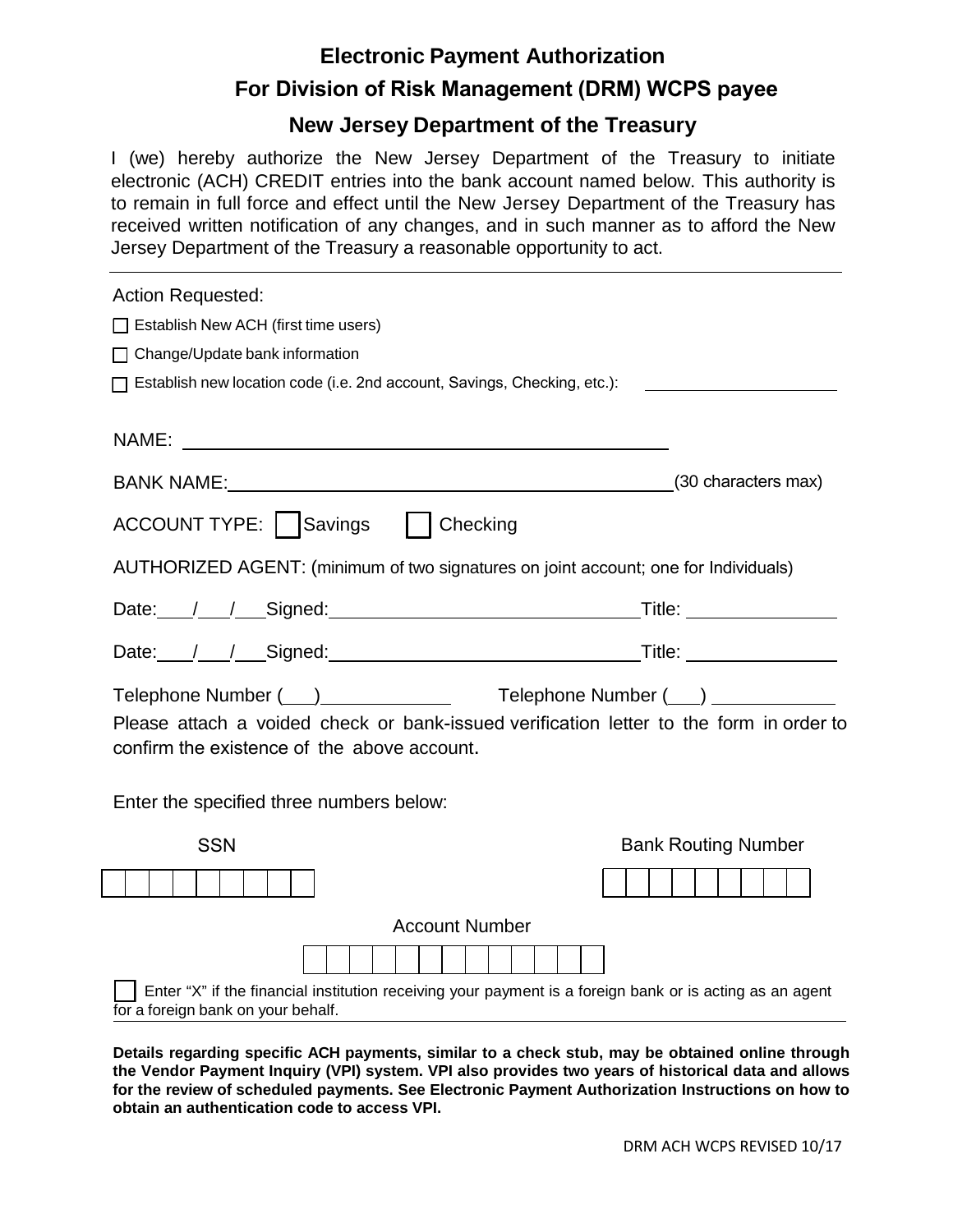# Electronic Payment Authorization

## For Division of Risk Management (DRM) WCPS payee

## New Jersey Department of the Treasury

I (we) hereby authorize the New Jersey Department of the Treasury to initiate electronic (ACH) CREDIT entries into the bank account named below. This authority is to remain in full force and effect until the New Jersey Department of the Treasury has received written notification of any changes, and in such manner as to afford the New Jersey Department of the Treasury a reasonable opportunity to act.

---

Action Requested:

☐ Establish New ACH (first time users)

☐ Change/Update bank information

☐ Establish new location code (i.e. 2nd account, Savings, Checking, etc.): ____________________

NAME: ______________________________________________

BANK NAME: ______________________________________________ (30 characters max)

ACCOUNT TYPE: ☐ Savings ☐ Checking

AUTHORIZED AGENT: (minimum of two signatures on joint account; one for Individuals)

Date: ___/___/___ Signed: ______________________________ Title: ______________

Date: ___/___/___ Signed: ______________________________ Title: ______________

Telephone Number (___) ____________ Telephone Number (___) ____________

Please attach a voided check or bank-issued verification letter to the form in order to confirm the existence of the above account.

Enter the specified three numbers below:

SSN

| | | | | | | | | |
|---|---|---|---|---|---|---|---|---|
| | | | | | | | | |

Bank Routing Number

| | | | | | | | | |
|---|---|---|---|---|---|---|---|---|
| | | | | | | | | |

Account Number

| | | | | | | | | | | | | |
|---|---|---|---|---|---|---|---|---|---|---|---|---|
| | | | | | | | | | | | | |

☐ Enter "X" if the financial institution receiving your payment is a foreign bank or is acting as an agent for a foreign bank on your behalf.

---

**Details regarding specific ACH payments, similar to a check stub, may be obtained online through the Vendor Payment Inquiry (VPI) system. VPI also provides two years of historical data and allows for the review of scheduled payments. See Electronic Payment Authorization Instructions on how to obtain an authentication code to access VPI.**

DRM ACH WCPS REVISED 10/17